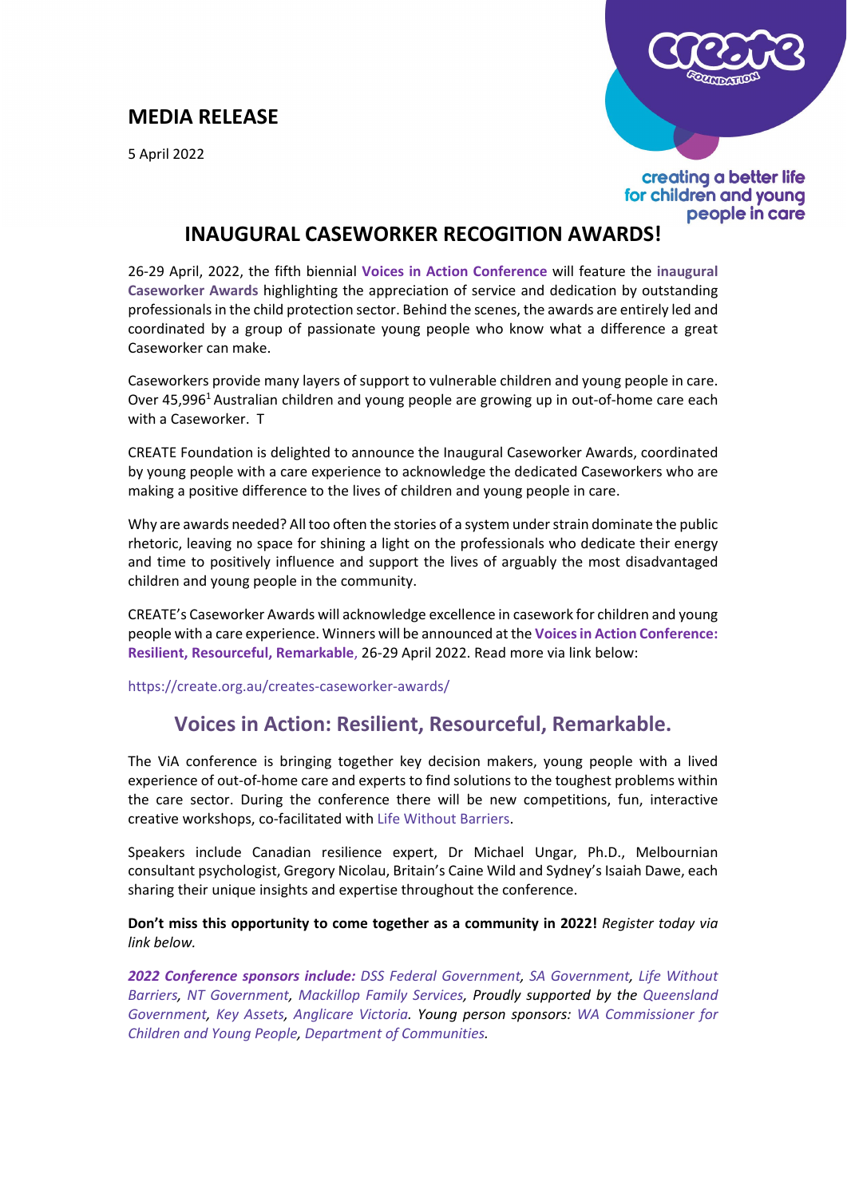# MEDIA RELEASE

5 April 2022

creating a better life for children and young people in care

## INAUGURAL CASEWORKER RECOGITION AWARDS!

26-29 April, 2022, the fifth biennial **Voices in Action Conference** will feature the **inaugural Caseworker Awards** highlighting the appreciation of service and dedication by outstanding professionals in the child protection sector. Behind the scenes, the awards are entirely led and coordinated by a group of passionate young people who know what a difference a great Caseworker can make.

Caseworkers provide many layers of support to vulnerable children and young people in care. Over 45,996[1] Australian children and young people are growing up in out-of-home care each with a Caseworker. T

CREATE Foundation is delighted to announce the Inaugural Caseworker Awards, coordinated by young people with a care experience to acknowledge the dedicated Caseworkers who are making a positive difference to the lives of children and young people in care.

Why are awards needed? All too often the stories of a system under strain dominate the public rhetoric, leaving no space for shining a light on the professionals who dedicate their energy and time to positively influence and support the lives of arguably the most disadvantaged children and young people in the community.

CREATE's Caseworker Awards will acknowledge excellence in casework for children and young people with a care experience. Winners will be announced at the **Voices in Action Conference: Resilient, Resourceful, Remarkable**, 26-29 April 2022. Read more via link below:

https://create.org.au/creates-caseworker-awards/

## Voices in Action: Resilient, Resourceful, Remarkable.

The ViA conference is bringing together key decision makers, young people with a lived experience of out-of-home care and experts to find solutions to the toughest problems within the care sector. During the conference there will be new competitions, fun, interactive creative workshops, co-facilitated with Life Without Barriers.

Speakers include Canadian resilience expert, Dr Michael Ungar, Ph.D., Melbournian consultant psychologist, Gregory Nicolau, Britain's Caine Wild and Sydney's Isaiah Dawe, each sharing their unique insights and expertise throughout the conference.

**Don't miss this opportunity to come together as a community in 2022!** *Register today via link below.*

***2022 Conference sponsors include:*** *DSS Federal Government, SA Government, Life Without Barriers, NT Government, Mackillop Family Services, Proudly supported by the Queensland Government, Key Assets, Anglicare Victoria. Young person sponsors: WA Commissioner for Children and Young People, Department of Communities.*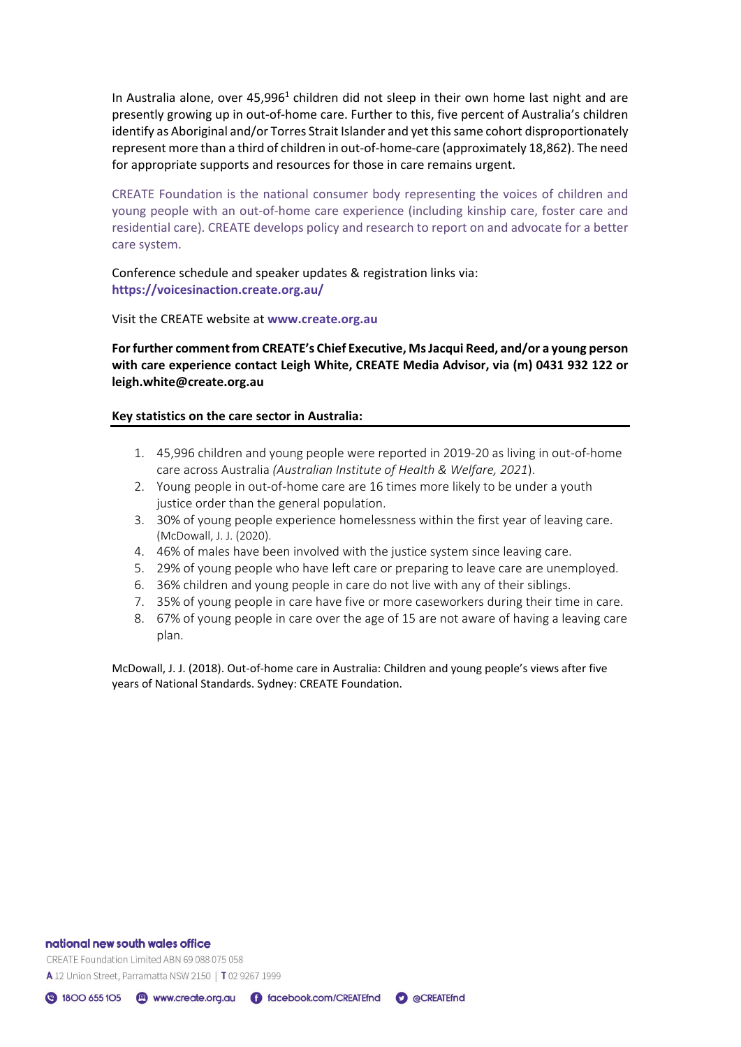In Australia alone, over 45,996[1] children did not sleep in their own home last night and are presently growing up in out-of-home care. Further to this, five percent of Australia's children identify as Aboriginal and/or Torres Strait Islander and yet this same cohort disproportionately represent more than a third of children in out-of-home-care (approximately 18,862). The need for appropriate supports and resources for those in care remains urgent.

CREATE Foundation is the national consumer body representing the voices of children and young people with an out-of-home care experience (including kinship care, foster care and residential care). CREATE develops policy and research to report on and advocate for a better care system.

Conference schedule and speaker updates & registration links via:
**https://voicesinaction.create.org.au/**

Visit the CREATE website at **www.create.org.au**

**For further comment from CREATE's Chief Executive, Ms Jacqui Reed, and/or a young person with care experience contact Leigh White, CREATE Media Advisor, via (m) 0431 932 122 or leigh.white@create.org.au**

**Key statistics on the care sector in Australia:**

1. 45,996 children and young people were reported in 2019-20 as living in out-of-home care across Australia *(Australian Institute of Health & Welfare, 2021)*.
2. Young people in out-of-home care are 16 times more likely to be under a youth justice order than the general population.
3. 30% of young people experience homelessness within the first year of leaving care. (McDowall, J. J. (2020).
4. 46% of males have been involved with the justice system since leaving care.
5. 29% of young people who have left care or preparing to leave care are unemployed.
6. 36% children and young people in care do not live with any of their siblings.
7. 35% of young people in care have five or more caseworkers during their time in care.
8. 67% of young people in care over the age of 15 are not aware of having a leaving care plan.

McDowall, J. J. (2018). Out-of-home care in Australia: Children and young people's views after five years of National Standards. Sydney: CREATE Foundation.

**national new south wales office**

CREATE Foundation Limited ABN 69 088 075 058

**A** 12 Union Street, Parramatta NSW 2150 | **T** 02 9267 1999

1800 655 105 www.create.org.au facebook.com/CREATEfnd @CREATEfnd